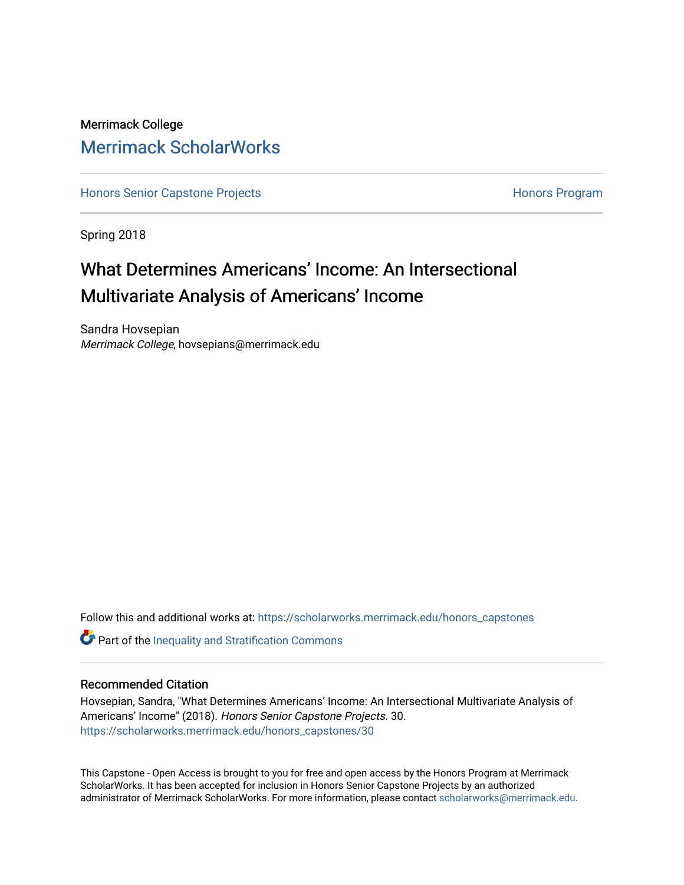Merrimack College

# Merrimack ScholarWorks

Honors Senior Capstone Projects

Honors Program

Spring 2018

## What Determines Americans' Income: An Intersectional Multivariate Analysis of Americans' Income

Sandra Hovsepian
*Merrimack College*, hovsepians@merrimack.edu

Follow this and additional works at: https://scholarworks.merrimack.edu/honors_capstones

Part of the Inequality and Stratification Commons

### Recommended Citation

Hovsepian, Sandra, "What Determines Americans' Income: An Intersectional Multivariate Analysis of Americans' Income" (2018). *Honors Senior Capstone Projects*. 30.
https://scholarworks.merrimack.edu/honors_capstones/30

This Capstone - Open Access is brought to you for free and open access by the Honors Program at Merrimack ScholarWorks. It has been accepted for inclusion in Honors Senior Capstone Projects by an authorized administrator of Merrimack ScholarWorks. For more information, please contact scholarworks@merrimack.edu.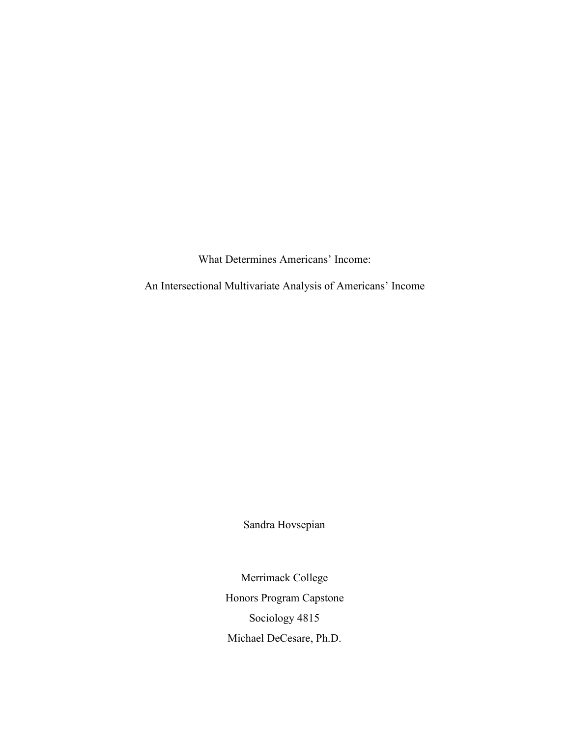# What Determines Americans' Income:

## An Intersectional Multivariate Analysis of Americans' Income

Sandra Hovsepian

Merrimack College

Honors Program Capstone

Sociology 4815

Michael DeCesare, Ph.D.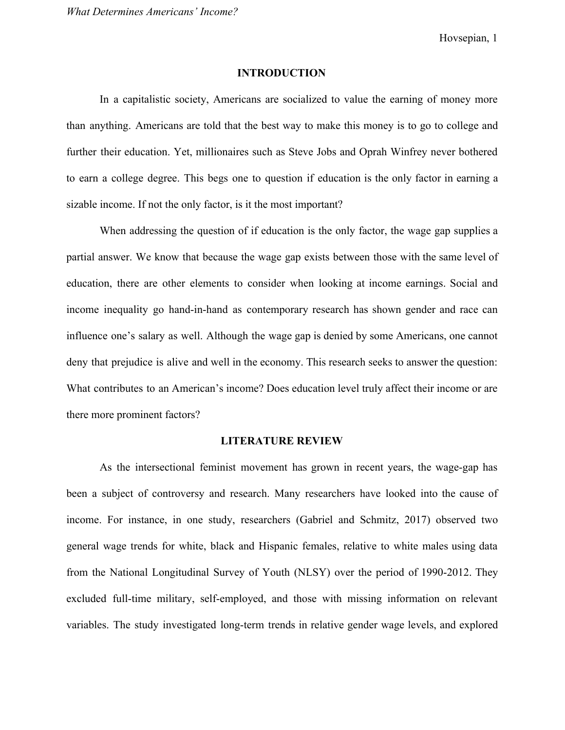## INTRODUCTION

In a capitalistic society, Americans are socialized to value the earning of money more than anything. Americans are told that the best way to make this money is to go to college and further their education. Yet, millionaires such as Steve Jobs and Oprah Winfrey never bothered to earn a college degree. This begs one to question if education is the only factor in earning a sizable income. If not the only factor, is it the most important?

When addressing the question of if education is the only factor, the wage gap supplies a partial answer. We know that because the wage gap exists between those with the same level of education, there are other elements to consider when looking at income earnings. Social and income inequality go hand-in-hand as contemporary research has shown gender and race can influence one's salary as well. Although the wage gap is denied by some Americans, one cannot deny that prejudice is alive and well in the economy. This research seeks to answer the question: What contributes to an American's income? Does education level truly affect their income or are there more prominent factors?

## LITERATURE REVIEW

As the intersectional feminist movement has grown in recent years, the wage-gap has been a subject of controversy and research. Many researchers have looked into the cause of income. For instance, in one study, researchers (Gabriel and Schmitz, 2017) observed two general wage trends for white, black and Hispanic females, relative to white males using data from the National Longitudinal Survey of Youth (NLSY) over the period of 1990-2012. They excluded full-time military, self-employed, and those with missing information on relevant variables. The study investigated long-term trends in relative gender wage levels, and explored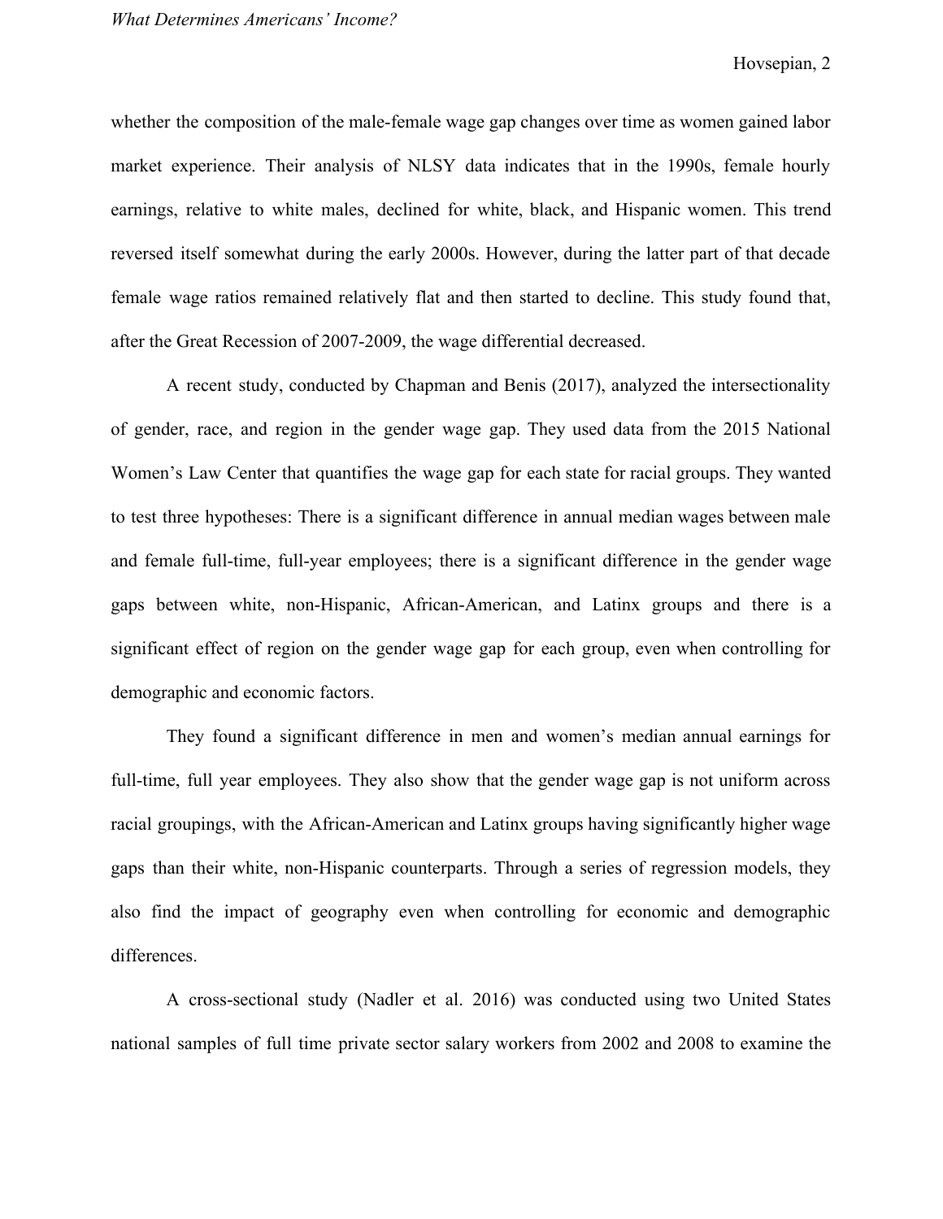whether the composition of the male-female wage gap changes over time as women gained labor market experience. Their analysis of NLSY data indicates that in the 1990s, female hourly earnings, relative to white males, declined for white, black, and Hispanic women. This trend reversed itself somewhat during the early 2000s. However, during the latter part of that decade female wage ratios remained relatively flat and then started to decline. This study found that, after the Great Recession of 2007-2009, the wage differential decreased.

A recent study, conducted by Chapman and Benis (2017), analyzed the intersectionality of gender, race, and region in the gender wage gap. They used data from the 2015 National Women's Law Center that quantifies the wage gap for each state for racial groups. They wanted to test three hypotheses: There is a significant difference in annual median wages between male and female full-time, full-year employees; there is a significant difference in the gender wage gaps between white, non-Hispanic, African-American, and Latinx groups and there is a significant effect of region on the gender wage gap for each group, even when controlling for demographic and economic factors.

They found a significant difference in men and women's median annual earnings for full-time, full year employees. They also show that the gender wage gap is not uniform across racial groupings, with the African-American and Latinx groups having significantly higher wage gaps than their white, non-Hispanic counterparts. Through a series of regression models, they also find the impact of geography even when controlling for economic and demographic differences.

A cross-sectional study (Nadler et al. 2016) was conducted using two United States national samples of full time private sector salary workers from 2002 and 2008 to examine the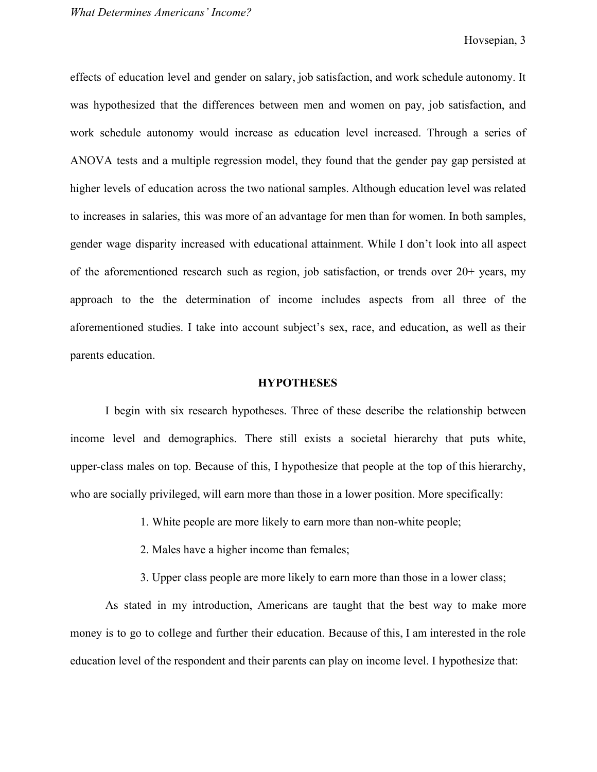effects of education level and gender on salary, job satisfaction, and work schedule autonomy. It was hypothesized that the differences between men and women on pay, job satisfaction, and work schedule autonomy would increase as education level increased. Through a series of ANOVA tests and a multiple regression model, they found that the gender pay gap persisted at higher levels of education across the two national samples. Although education level was related to increases in salaries, this was more of an advantage for men than for women. In both samples, gender wage disparity increased with educational attainment. While I don't look into all aspect of the aforementioned research such as region, job satisfaction, or trends over 20+ years, my approach to the the determination of income includes aspects from all three of the aforementioned studies. I take into account subject's sex, race, and education, as well as their parents education.

## HYPOTHESES

I begin with six research hypotheses. Three of these describe the relationship between income level and demographics. There still exists a societal hierarchy that puts white, upper-class males on top. Because of this, I hypothesize that people at the top of this hierarchy, who are socially privileged, will earn more than those in a lower position. More specifically:

1. White people are more likely to earn more than non-white people;
2. Males have a higher income than females;
3. Upper class people are more likely to earn more than those in a lower class;

As stated in my introduction, Americans are taught that the best way to make more money is to go to college and further their education. Because of this, I am interested in the role education level of the respondent and their parents can play on income level. I hypothesize that: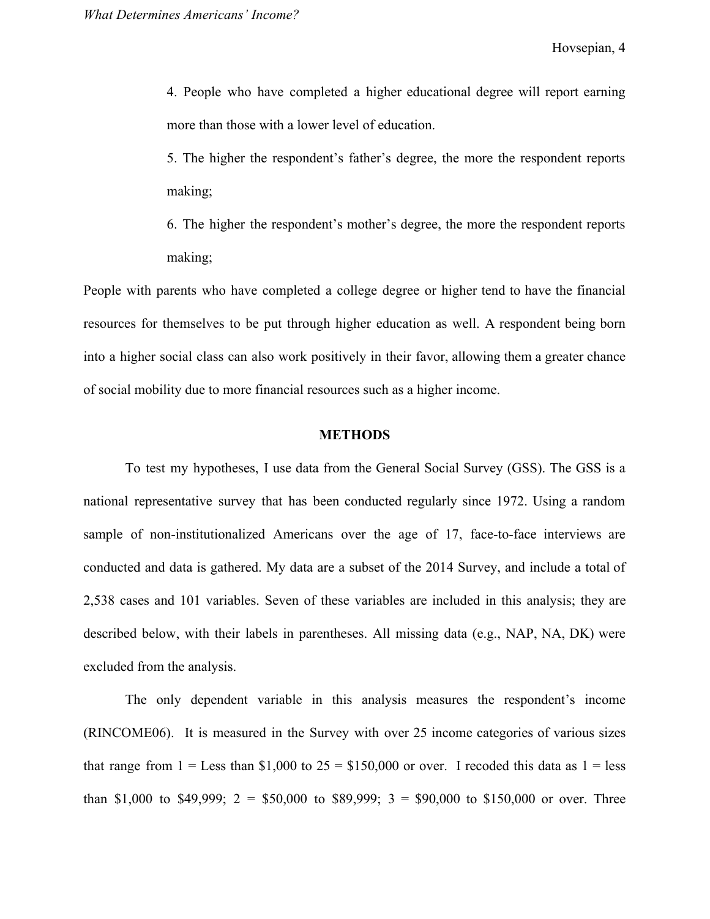4. People who have completed a higher educational degree will report earning more than those with a lower level of education.

5. The higher the respondent's father's degree, the more the respondent reports making;

6. The higher the respondent's mother's degree, the more the respondent reports making;

People with parents who have completed a college degree or higher tend to have the financial resources for themselves to be put through higher education as well. A respondent being born into a higher social class can also work positively in their favor, allowing them a greater chance of social mobility due to more financial resources such as a higher income.

## METHODS

To test my hypotheses, I use data from the General Social Survey (GSS). The GSS is a national representative survey that has been conducted regularly since 1972. Using a random sample of non-institutionalized Americans over the age of 17, face-to-face interviews are conducted and data is gathered. My data are a subset of the 2014 Survey, and include a total of 2,538 cases and 101 variables. Seven of these variables are included in this analysis; they are described below, with their labels in parentheses. All missing data (e.g., NAP, NA, DK) were excluded from the analysis.

The only dependent variable in this analysis measures the respondent's income (RINCOME06). It is measured in the Survey with over 25 income categories of various sizes that range from 1 = Less than $1,000 to 25 = $150,000 or over. I recoded this data as 1 = less than $1,000 to $49,999; 2 = $50,000 to $89,999; 3 = $90,000 to $150,000 or over. Three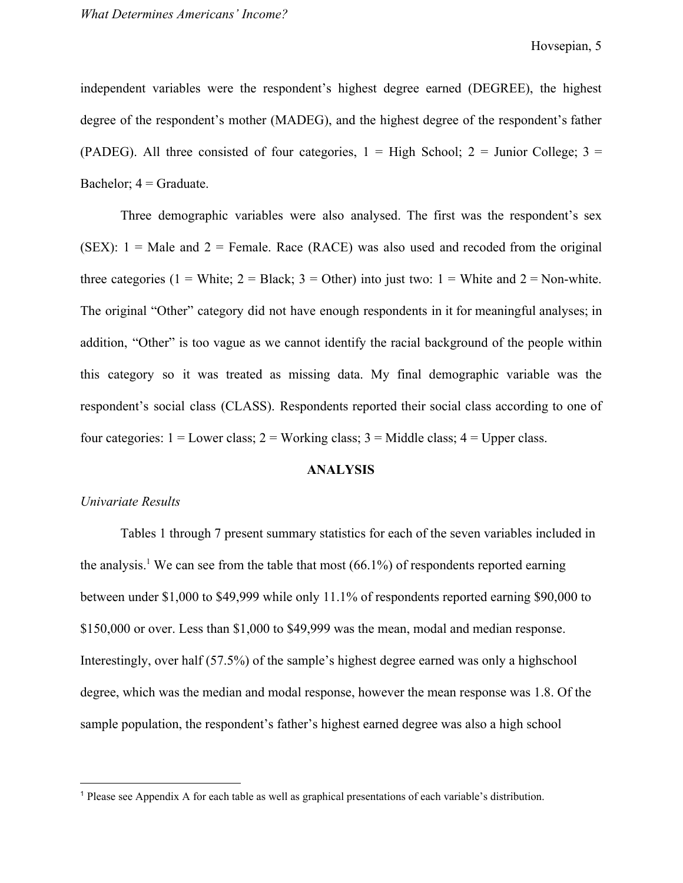independent variables were the respondent's highest degree earned (DEGREE), the highest degree of the respondent's mother (MADEG), and the highest degree of the respondent's father (PADEG). All three consisted of four categories, 1 = High School; 2 = Junior College; 3 = Bachelor; 4 = Graduate.

Three demographic variables were also analysed. The first was the respondent's sex (SEX): 1 = Male and 2 = Female. Race (RACE) was also used and recoded from the original three categories (1 = White; 2 = Black; 3 = Other) into just two: 1 = White and 2 = Non-white. The original "Other" category did not have enough respondents in it for meaningful analyses; in addition, "Other" is too vague as we cannot identify the racial background of the people within this category so it was treated as missing data. My final demographic variable was the respondent's social class (CLASS). Respondents reported their social class according to one of four categories: 1 = Lower class; 2 = Working class; 3 = Middle class; 4 = Upper class.

## ANALYSIS

*Univariate Results*

Tables 1 through 7 present summary statistics for each of the seven variables included in the analysis.[1] We can see from the table that most (66.1%) of respondents reported earning between under $1,000 to $49,999 while only 11.1% of respondents reported earning $90,000 to $150,000 or over. Less than $1,000 to $49,999 was the mean, modal and median response. Interestingly, over half (57.5%) of the sample's highest degree earned was only a highschool degree, which was the median and modal response, however the mean response was 1.8. Of the sample population, the respondent's father's highest earned degree was also a high school

[1] Please see Appendix A for each table as well as graphical presentations of each variable's distribution.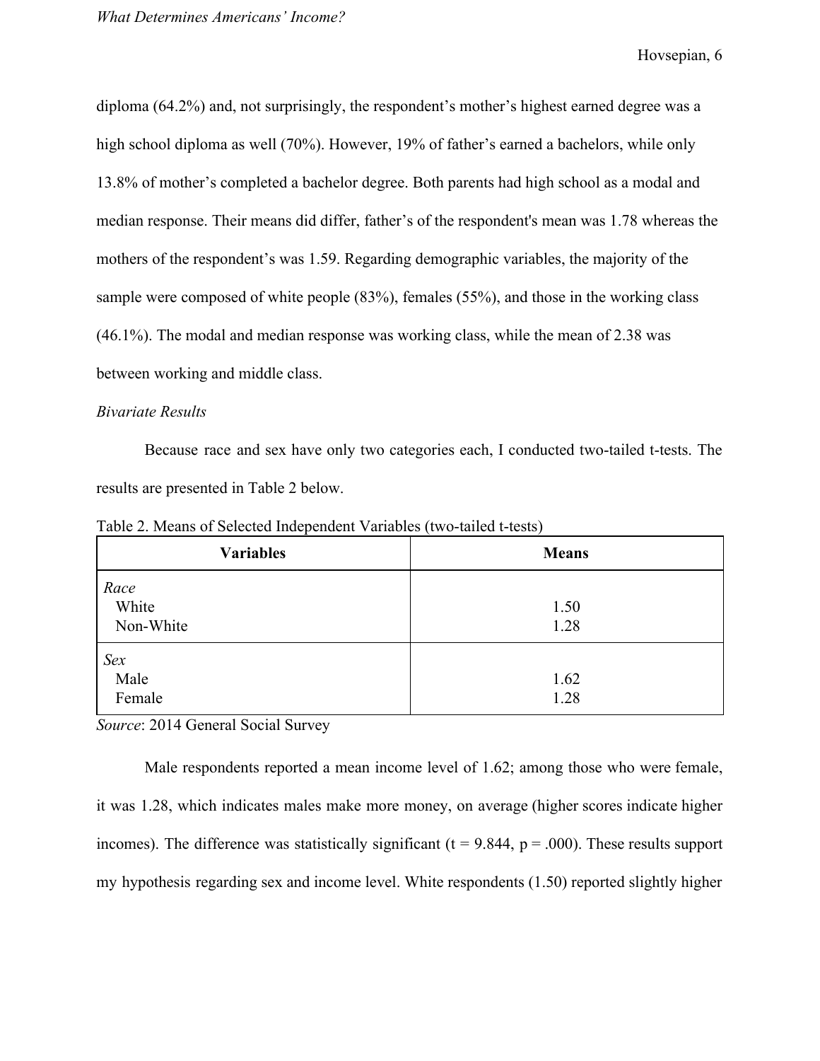diploma (64.2%) and, not surprisingly, the respondent's mother's highest earned degree was a high school diploma as well (70%). However, 19% of father's earned a bachelors, while only 13.8% of mother's completed a bachelor degree. Both parents had high school as a modal and median response. Their means did differ, father's of the respondent's mean was 1.78 whereas the mothers of the respondent's was 1.59. Regarding demographic variables, the majority of the sample were composed of white people (83%), females (55%), and those in the working class (46.1%). The modal and median response was working class, while the mean of 2.38 was between working and middle class.

*Bivariate Results*

Because race and sex have only two categories each, I conducted two-tailed t-tests. The results are presented in Table 2 below.

Table 2. Means of Selected Independent Variables (two-tailed t-tests)

| Variables | Means |
|---|---|
| *Race* | |
| White | 1.50 |
| Non-White | 1.28 |
| *Sex* | |
| Male | 1.62 |
| Female | 1.28 |

*Source*: 2014 General Social Survey

Male respondents reported a mean income level of 1.62; among those who were female, it was 1.28, which indicates males make more money, on average (higher scores indicate higher incomes). The difference was statistically significant ($t = 9.844$, $p = .000$). These results support my hypothesis regarding sex and income level. White respondents (1.50) reported slightly higher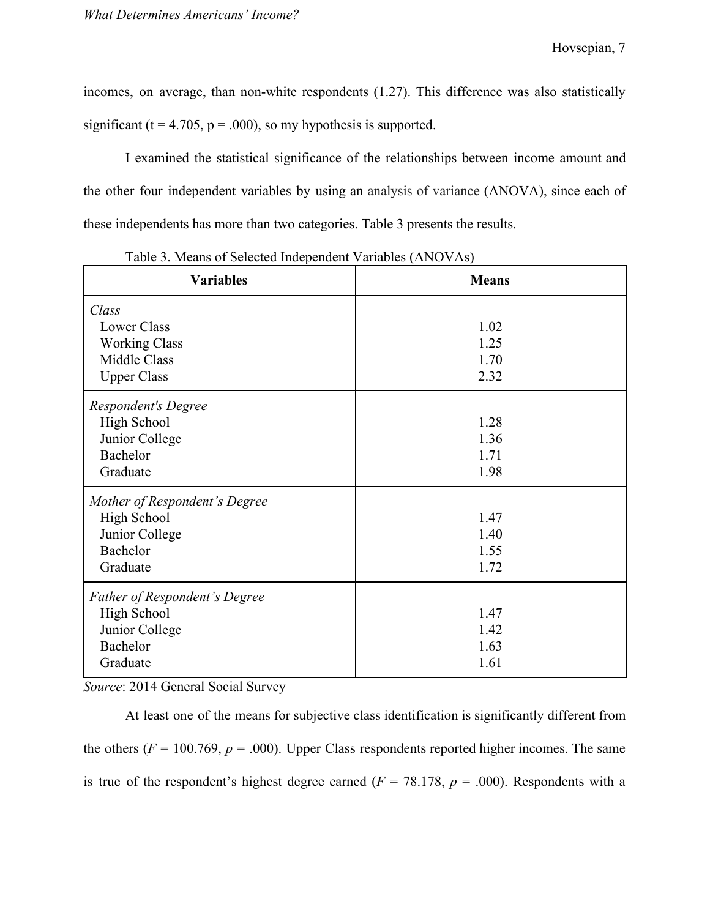incomes, on average, than non-white respondents (1.27). This difference was also statistically significant (t = 4.705, p = .000), so my hypothesis is supported.

I examined the statistical significance of the relationships between income amount and the other four independent variables by using an analysis of variance (ANOVA), since each of these independents has more than two categories. Table 3 presents the results.

Table 3. Means of Selected Independent Variables (ANOVAs)

| Variables | Means |
|---|---|
| *Class* | |
| Lower Class | 1.02 |
| Working Class | 1.25 |
| Middle Class | 1.70 |
| Upper Class | 2.32 |
| *Respondent's Degree* | |
| High School | 1.28 |
| Junior College | 1.36 |
| Bachelor | 1.71 |
| Graduate | 1.98 |
| *Mother of Respondent's Degree* | |
| High School | 1.47 |
| Junior College | 1.40 |
| Bachelor | 1.55 |
| Graduate | 1.72 |
| *Father of Respondent's Degree* | |
| High School | 1.47 |
| Junior College | 1.42 |
| Bachelor | 1.63 |
| Graduate | 1.61 |

*Source*: 2014 General Social Survey

At least one of the means for subjective class identification is significantly different from the others ($F$ = 100.769, $p$ = .000). Upper Class respondents reported higher incomes. The same is true of the respondent's highest degree earned ($F$ = 78.178, $p$ = .000). Respondents with a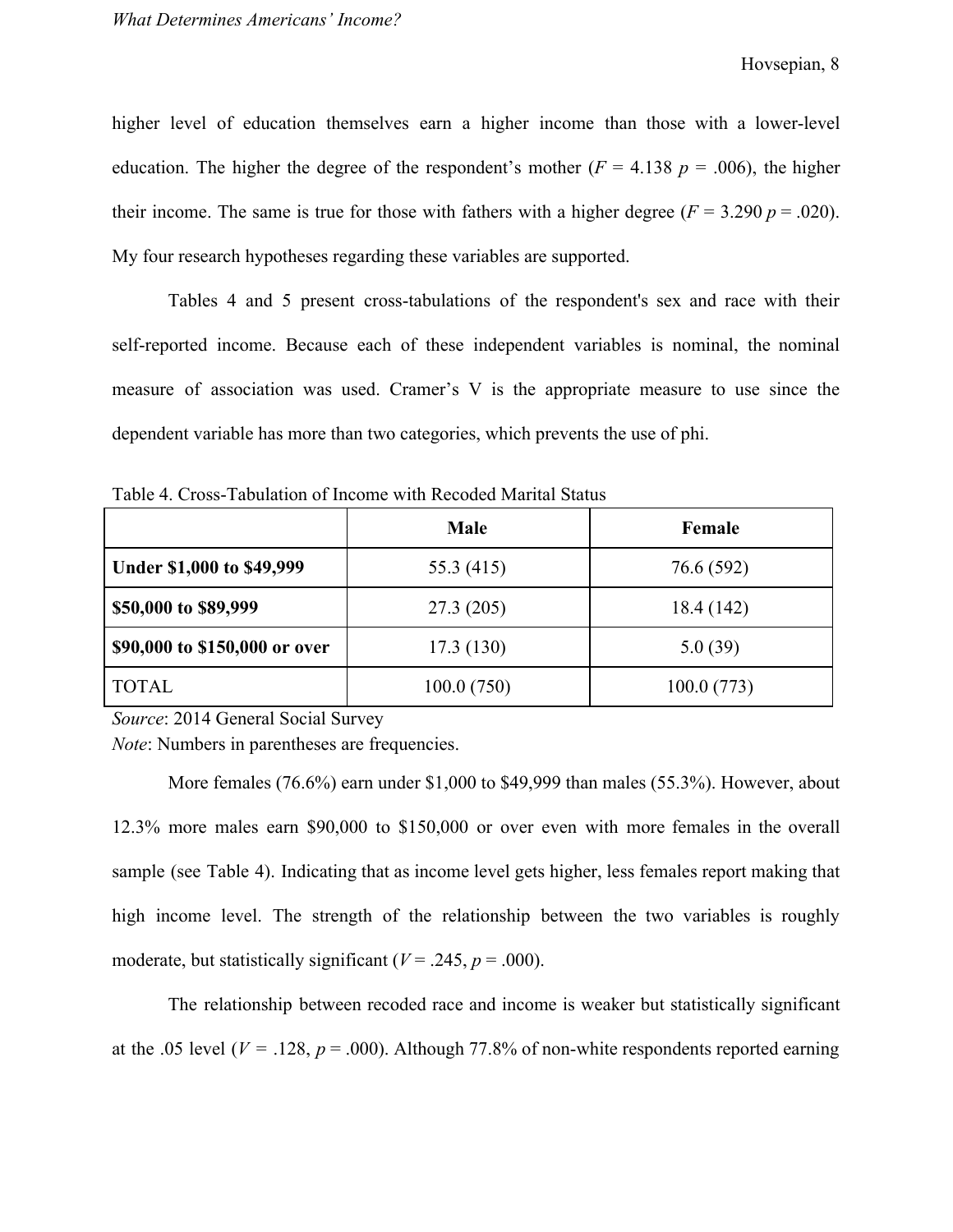higher level of education themselves earn a higher income than those with a lower-level education. The higher the degree of the respondent's mother ($F$ = 4.138 $p$ = .006), the higher their income. The same is true for those with fathers with a higher degree ($F$ = 3.290 $p$ = .020). My four research hypotheses regarding these variables are supported.

Tables 4 and 5 present cross-tabulations of the respondent's sex and race with their self-reported income. Because each of these independent variables is nominal, the nominal measure of association was used. Cramer's V is the appropriate measure to use since the dependent variable has more than two categories, which prevents the use of phi.

Table 4. Cross-Tabulation of Income with Recoded Marital Status

| | **Male** | **Female** |
|---|---|---|
| **Under $1,000 to $49,999** | 55.3 (415) | 76.6 (592) |
| **$50,000 to $89,999** | 27.3 (205) | 18.4 (142) |
| **$90,000 to $150,000 or over** | 17.3 (130) | 5.0 (39) |
| TOTAL | 100.0 (750) | 100.0 (773) |

*Source*: 2014 General Social Survey
*Note*: Numbers in parentheses are frequencies.

More females (76.6%) earn under $1,000 to $49,999 than males (55.3%). However, about 12.3% more males earn $90,000 to $150,000 or over even with more females in the overall sample (see Table 4). Indicating that as income level gets higher, less females report making that high income level. The strength of the relationship between the two variables is roughly moderate, but statistically significant ($V$ = .245, $p$ = .000).

The relationship between recoded race and income is weaker but statistically significant at the .05 level ($V$ = .128, $p$ = .000). Although 77.8% of non-white respondents reported earning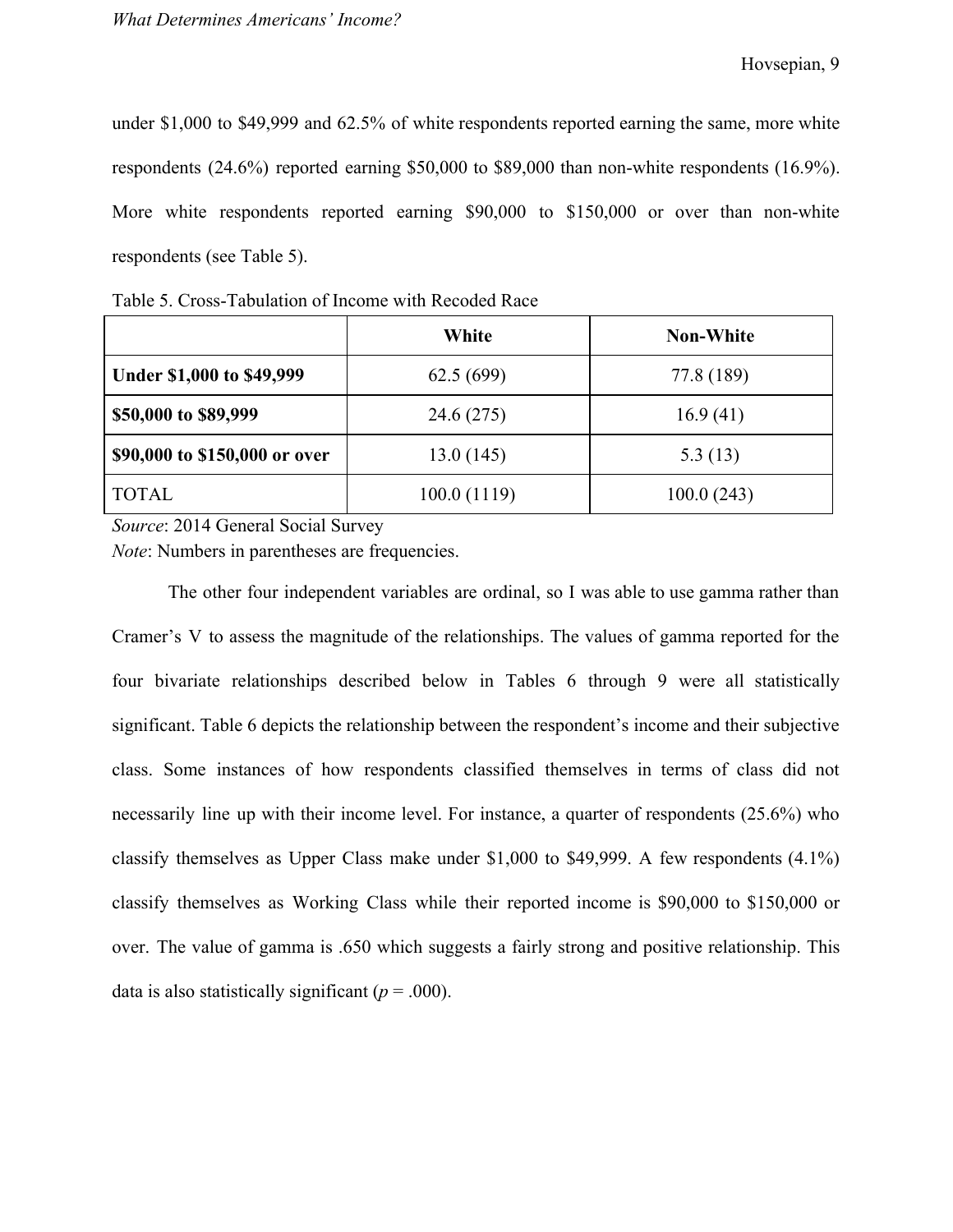under $1,000 to $49,999 and 62.5% of white respondents reported earning the same, more white respondents (24.6%) reported earning $50,000 to $89,000 than non-white respondents (16.9%). More white respondents reported earning $90,000 to $150,000 or over than non-white respondents (see Table 5).

Table 5. Cross-Tabulation of Income with Recoded Race

| | **White** | **Non-White** |
|---|---|---|
| **Under $1,000 to $49,999** | 62.5 (699) | 77.8 (189) |
| **$50,000 to $89,999** | 24.6 (275) | 16.9 (41) |
| **$90,000 to $150,000 or over** | 13.0 (145) | 5.3 (13) |
| TOTAL | 100.0 (1119) | 100.0 (243) |

*Source*: 2014 General Social Survey
*Note*: Numbers in parentheses are frequencies.

The other four independent variables are ordinal, so I was able to use gamma rather than Cramer's V to assess the magnitude of the relationships. The values of gamma reported for the four bivariate relationships described below in Tables 6 through 9 were all statistically significant. Table 6 depicts the relationship between the respondent's income and their subjective class. Some instances of how respondents classified themselves in terms of class did not necessarily line up with their income level. For instance, a quarter of respondents (25.6%) who classify themselves as Upper Class make under $1,000 to $49,999. A few respondents (4.1%) classify themselves as Working Class while their reported income is $90,000 to $150,000 or over. The value of gamma is .650 which suggests a fairly strong and positive relationship. This data is also statistically significant ($p$ = .000).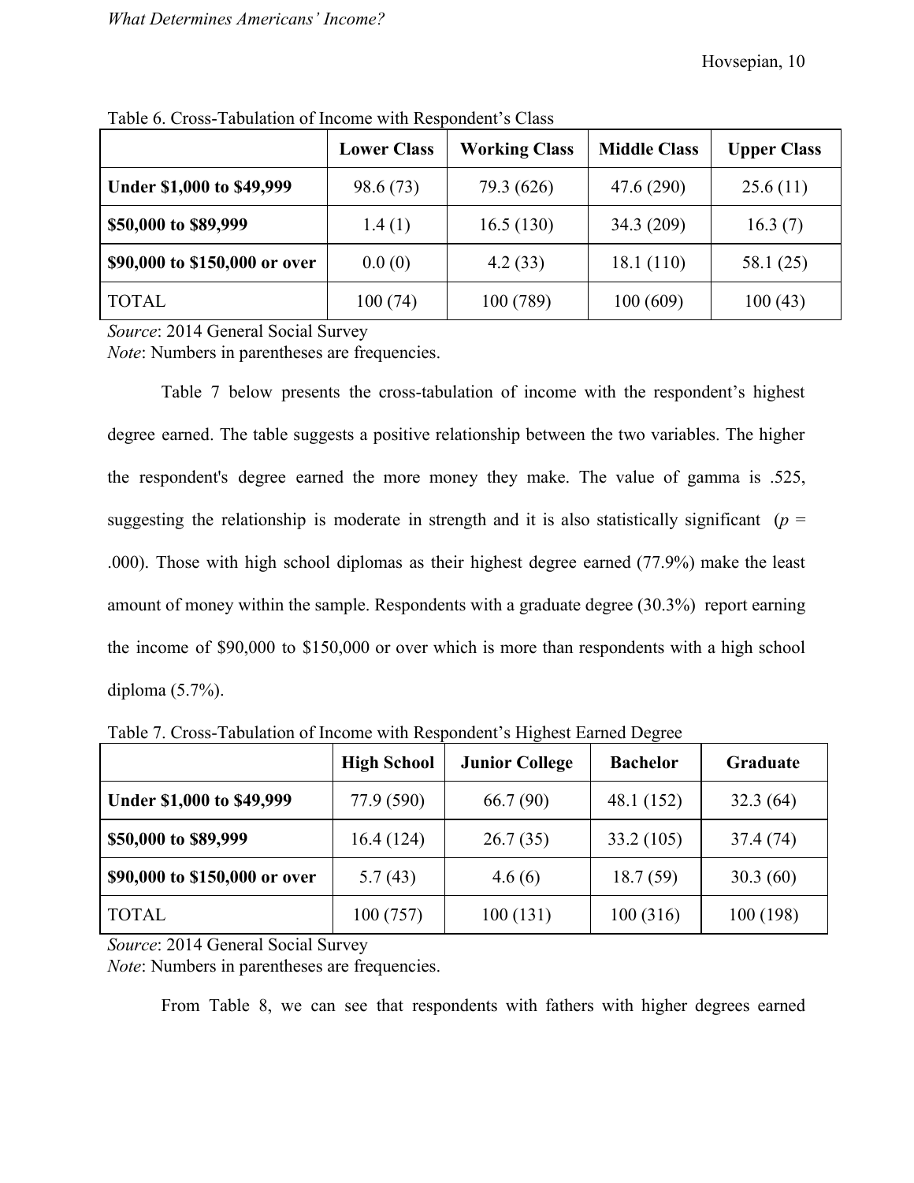Table 6. Cross-Tabulation of Income with Respondent's Class

| | Lower Class | Working Class | Middle Class | Upper Class |
|---|---|---|---|---|
| **Under $1,000 to $49,999** | 98.6 (73) | 79.3 (626) | 47.6 (290) | 25.6 (11) |
| **$50,000 to $89,999** | 1.4 (1) | 16.5 (130) | 34.3 (209) | 16.3 (7) |
| **$90,000 to $150,000 or over** | 0.0 (0) | 4.2 (33) | 18.1 (110) | 58.1 (25) |
| TOTAL | 100 (74) | 100 (789) | 100 (609) | 100 (43) |

*Source*: 2014 General Social Survey
*Note*: Numbers in parentheses are frequencies.

Table 7 below presents the cross-tabulation of income with the respondent's highest degree earned. The table suggests a positive relationship between the two variables. The higher the respondent's degree earned the more money they make. The value of gamma is .525, suggesting the relationship is moderate in strength and it is also statistically significant ($p$ = .000). Those with high school diplomas as their highest degree earned (77.9%) make the least amount of money within the sample. Respondents with a graduate degree (30.3%) report earning the income of $90,000 to $150,000 or over which is more than respondents with a high school diploma (5.7%).

Table 7. Cross-Tabulation of Income with Respondent's Highest Earned Degree

| | High School | Junior College | Bachelor | Graduate |
|---|---|---|---|---|
| **Under $1,000 to $49,999** | 77.9 (590) | 66.7 (90) | 48.1 (152) | 32.3 (64) |
| **$50,000 to $89,999** | 16.4 (124) | 26.7 (35) | 33.2 (105) | 37.4 (74) |
| **$90,000 to $150,000 or over** | 5.7 (43) | 4.6 (6) | 18.7 (59) | 30.3 (60) |
| TOTAL | 100 (757) | 100 (131) | 100 (316) | 100 (198) |

*Source*: 2014 General Social Survey
*Note*: Numbers in parentheses are frequencies.

From Table 8, we can see that respondents with fathers with higher degrees earned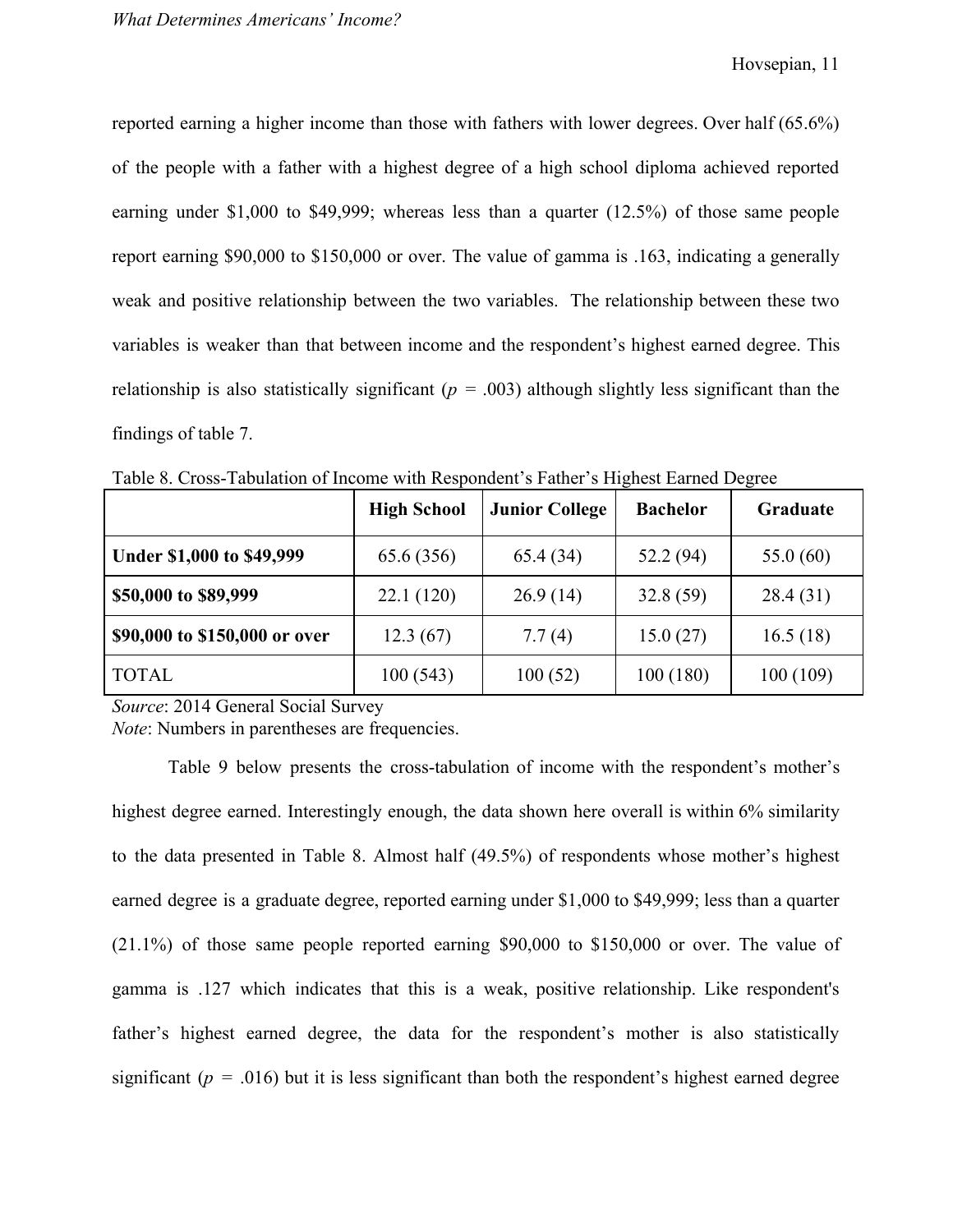reported earning a higher income than those with fathers with lower degrees. Over half (65.6%) of the people with a father with a highest degree of a high school diploma achieved reported earning under $1,000 to $49,999; whereas less than a quarter (12.5%) of those same people report earning $90,000 to $150,000 or over. The value of gamma is .163, indicating a generally weak and positive relationship between the two variables. The relationship between these two variables is weaker than that between income and the respondent's highest earned degree. This relationship is also statistically significant ($p$ = .003) although slightly less significant than the findings of table 7.

Table 8. Cross-Tabulation of Income with Respondent's Father's Highest Earned Degree

| | **High School** | **Junior College** | **Bachelor** | **Graduate** |
|---|---|---|---|---|
| **Under $1,000 to $49,999** | 65.6 (356) | 65.4 (34) | 52.2 (94) | 55.0 (60) |
| **$50,000 to $89,999** | 22.1 (120) | 26.9 (14) | 32.8 (59) | 28.4 (31) |
| **$90,000 to $150,000 or over** | 12.3 (67) | 7.7 (4) | 15.0 (27) | 16.5 (18) |
| TOTAL | 100 (543) | 100 (52) | 100 (180) | 100 (109) |

*Source*: 2014 General Social Survey
*Note*: Numbers in parentheses are frequencies.

Table 9 below presents the cross-tabulation of income with the respondent's mother's highest degree earned. Interestingly enough, the data shown here overall is within 6% similarity to the data presented in Table 8. Almost half (49.5%) of respondents whose mother's highest earned degree is a graduate degree, reported earning under $1,000 to $49,999; less than a quarter (21.1%) of those same people reported earning $90,000 to $150,000 or over. The value of gamma is .127 which indicates that this is a weak, positive relationship. Like respondent's father's highest earned degree, the data for the respondent's mother is also statistically significant ($p$ = .016) but it is less significant than both the respondent's highest earned degree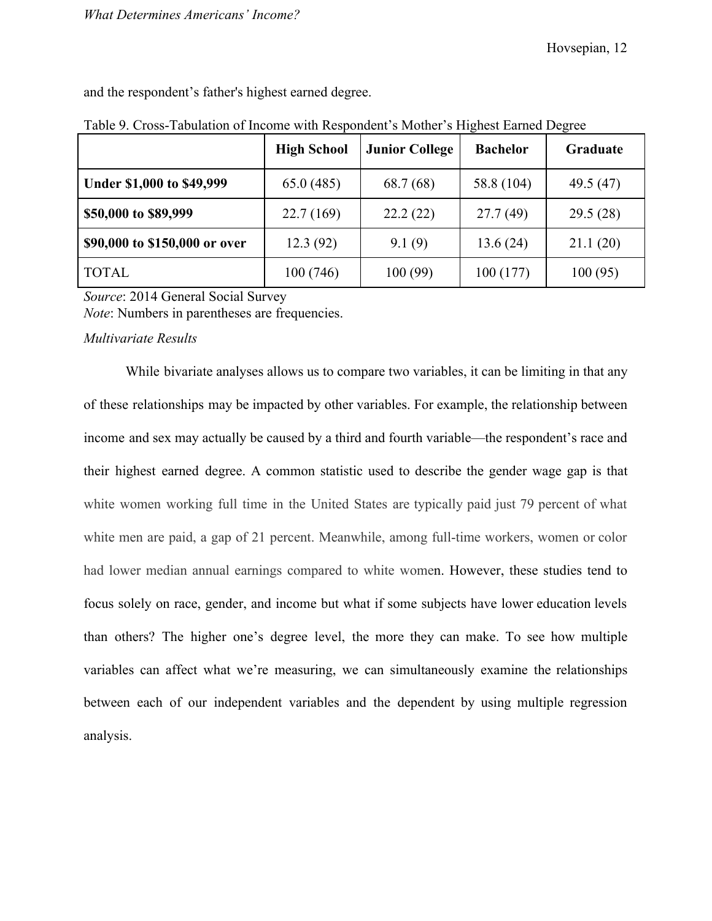and the respondent's father's highest earned degree.

Table 9. Cross-Tabulation of Income with Respondent's Mother's Highest Earned Degree

| | **High School** | **Junior College** | **Bachelor** | **Graduate** |
|---|---|---|---|---|
| **Under $1,000 to $49,999** | 65.0 (485) | 68.7 (68) | 58.8 (104) | 49.5 (47) |
| **$50,000 to $89,999** | 22.7 (169) | 22.2 (22) | 27.7 (49) | 29.5 (28) |
| **$90,000 to $150,000 or over** | 12.3 (92) | 9.1 (9) | 13.6 (24) | 21.1 (20) |
| TOTAL | 100 (746) | 100 (99) | 100 (177) | 100 (95) |

*Source*: 2014 General Social Survey
*Note*: Numbers in parentheses are frequencies.

*Multivariate Results*

While bivariate analyses allows us to compare two variables, it can be limiting in that any of these relationships may be impacted by other variables. For example, the relationship between income and sex may actually be caused by a third and fourth variable—the respondent's race and their highest earned degree. A common statistic used to describe the gender wage gap is that white women working full time in the United States are typically paid just 79 percent of what white men are paid, a gap of 21 percent. Meanwhile, among full-time workers, women or color had lower median annual earnings compared to white women. However, these studies tend to focus solely on race, gender, and income but what if some subjects have lower education levels than others? The higher one's degree level, the more they can make. To see how multiple variables can affect what we're measuring, we can simultaneously examine the relationships between each of our independent variables and the dependent by using multiple regression analysis.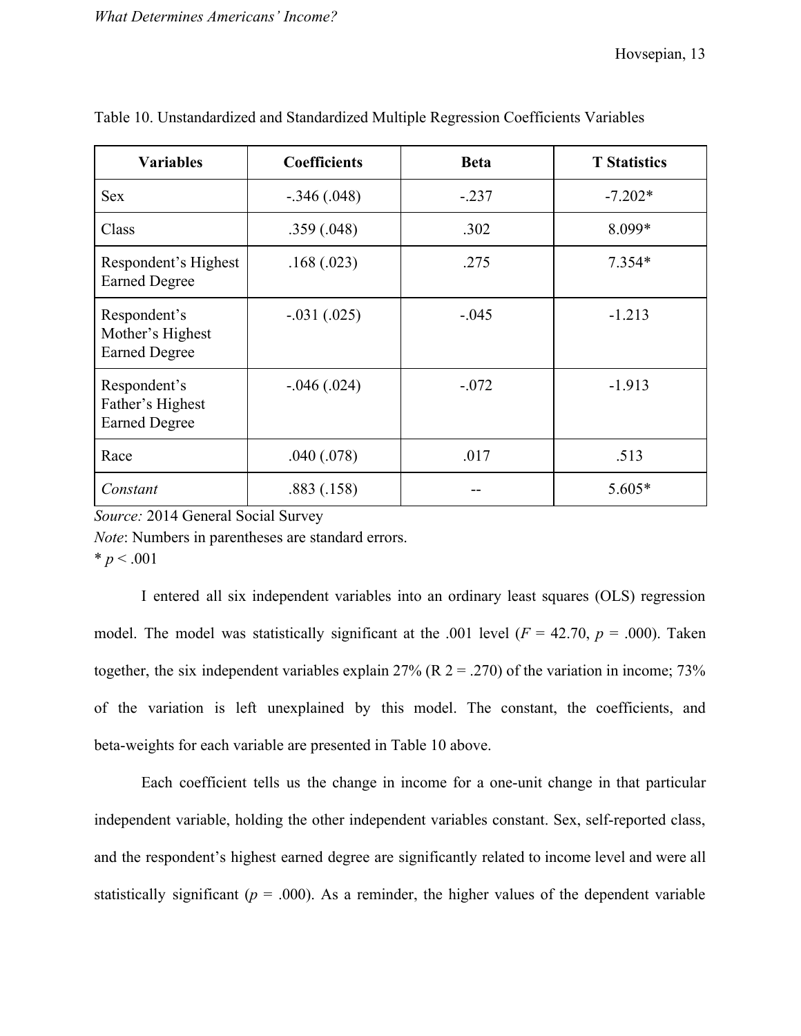Table 10. Unstandardized and Standardized Multiple Regression Coefficients Variables

| Variables | Coefficients | Beta | T Statistics |
|---|---|---|---|
| Sex | -.346 (.048) | -.237 | -7.202* |
| Class | .359 (.048) | .302 | 8.099* |
| Respondent's Highest Earned Degree | .168 (.023) | .275 | 7.354* |
| Respondent's Mother's Highest Earned Degree | -.031 (.025) | -.045 | -1.213 |
| Respondent's Father's Highest Earned Degree | -.046 (.024) | -.072 | -1.913 |
| Race | .040 (.078) | .017 | .513 |
| *Constant* | .883 (.158) | -- | 5.605* |

*Source:* 2014 General Social Survey
*Note*: Numbers in parentheses are standard errors.
* $p < .001$

I entered all six independent variables into an ordinary least squares (OLS) regression model. The model was statistically significant at the .001 level ($F = 42.70$, $p = .000$). Taken together, the six independent variables explain 27% ($R^2 = .270$) of the variation in income; 73% of the variation is left unexplained by this model. The constant, the coefficients, and beta-weights for each variable are presented in Table 10 above.

Each coefficient tells us the change in income for a one-unit change in that particular independent variable, holding the other independent variables constant. Sex, self-reported class, and the respondent's highest earned degree are significantly related to income level and were all statistically significant ($p = .000$). As a reminder, the higher values of the dependent variable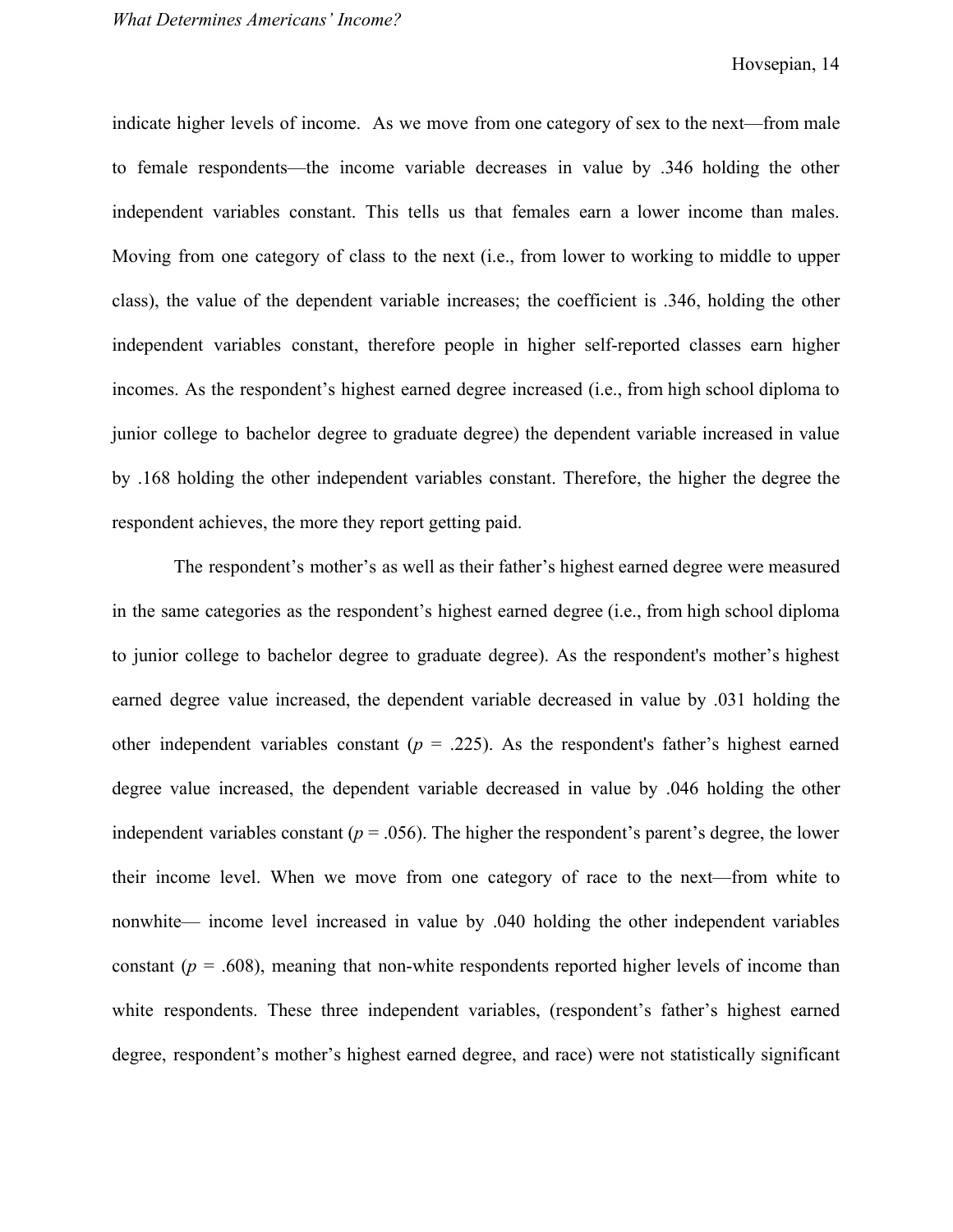indicate higher levels of income. As we move from one category of sex to the next—from male to female respondents—the income variable decreases in value by .346 holding the other independent variables constant. This tells us that females earn a lower income than males. Moving from one category of class to the next (i.e., from lower to working to middle to upper class), the value of the dependent variable increases; the coefficient is .346, holding the other independent variables constant, therefore people in higher self-reported classes earn higher incomes. As the respondent's highest earned degree increased (i.e., from high school diploma to junior college to bachelor degree to graduate degree) the dependent variable increased in value by .168 holding the other independent variables constant. Therefore, the higher the degree the respondent achieves, the more they report getting paid.

The respondent's mother's as well as their father's highest earned degree were measured in the same categories as the respondent's highest earned degree (i.e., from high school diploma to junior college to bachelor degree to graduate degree). As the respondent's mother's highest earned degree value increased, the dependent variable decreased in value by .031 holding the other independent variables constant ($p$ = .225). As the respondent's father's highest earned degree value increased, the dependent variable decreased in value by .046 holding the other independent variables constant ($p$ = .056). The higher the respondent's parent's degree, the lower their income level. When we move from one category of race to the next—from white to nonwhite— income level increased in value by .040 holding the other independent variables constant ($p$ = .608), meaning that non-white respondents reported higher levels of income than white respondents. These three independent variables, (respondent's father's highest earned degree, respondent's mother's highest earned degree, and race) were not statistically significant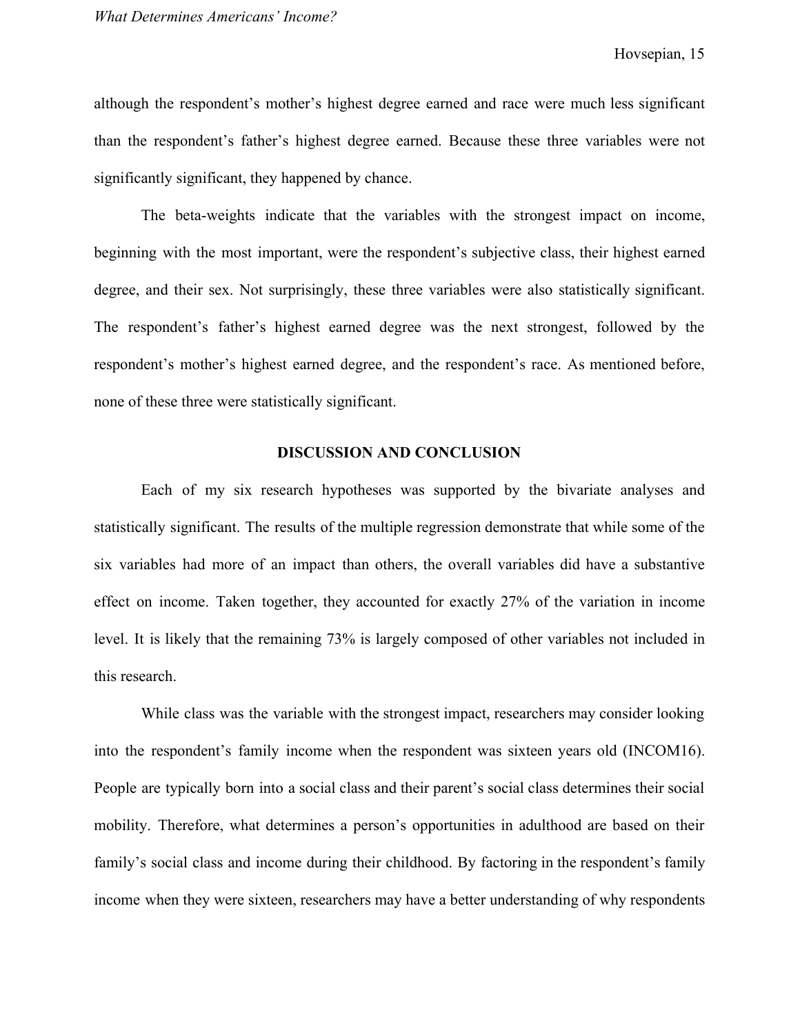although the respondent's mother's highest degree earned and race were much less significant than the respondent's father's highest degree earned. Because these three variables were not significantly significant, they happened by chance.

The beta-weights indicate that the variables with the strongest impact on income, beginning with the most important, were the respondent's subjective class, their highest earned degree, and their sex. Not surprisingly, these three variables were also statistically significant. The respondent's father's highest earned degree was the next strongest, followed by the respondent's mother's highest earned degree, and the respondent's race. As mentioned before, none of these three were statistically significant.

## DISCUSSION AND CONCLUSION

Each of my six research hypotheses was supported by the bivariate analyses and statistically significant. The results of the multiple regression demonstrate that while some of the six variables had more of an impact than others, the overall variables did have a substantive effect on income. Taken together, they accounted for exactly 27% of the variation in income level. It is likely that the remaining 73% is largely composed of other variables not included in this research.

While class was the variable with the strongest impact, researchers may consider looking into the respondent's family income when the respondent was sixteen years old (INCOM16). People are typically born into a social class and their parent's social class determines their social mobility. Therefore, what determines a person's opportunities in adulthood are based on their family's social class and income during their childhood. By factoring in the respondent's family income when they were sixteen, researchers may have a better understanding of why respondents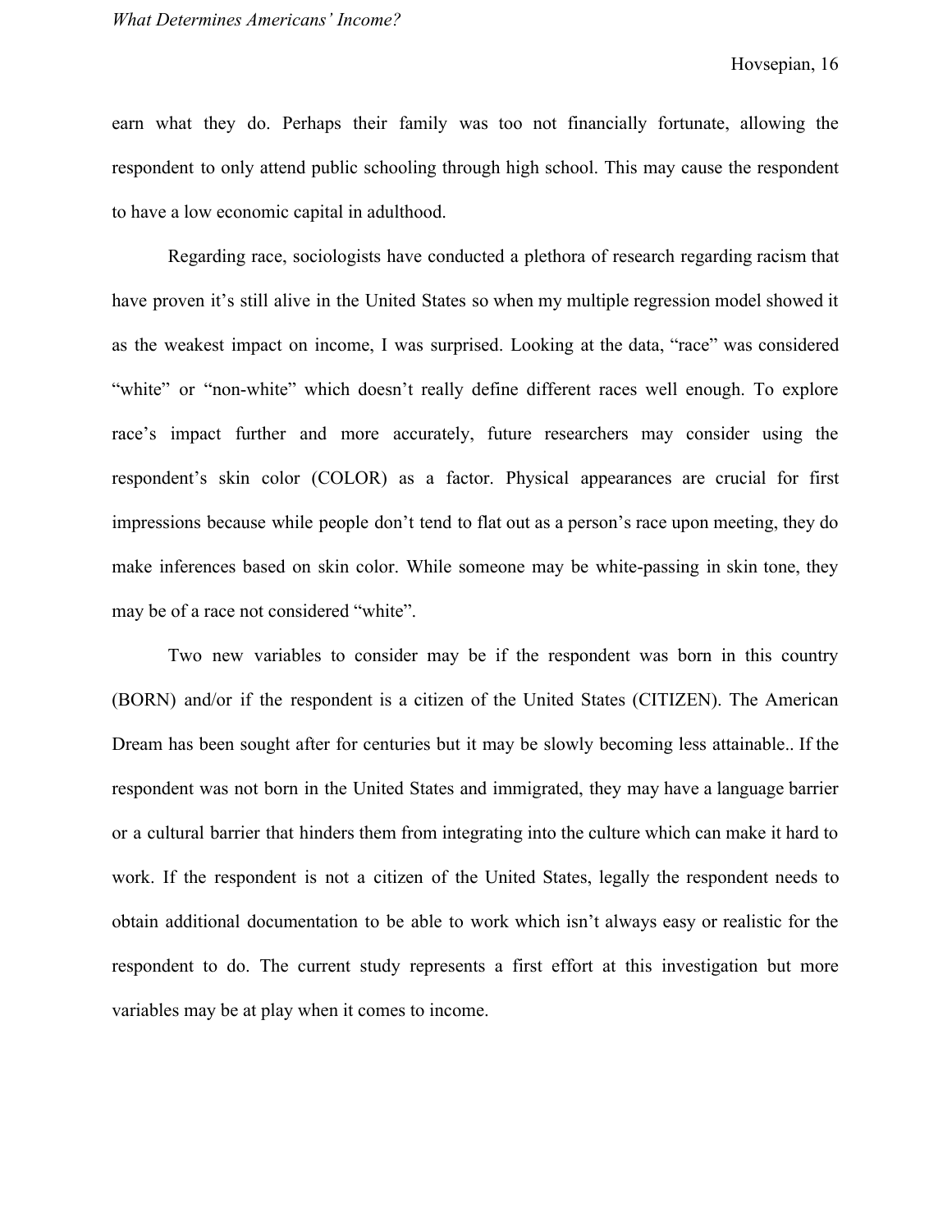earn what they do. Perhaps their family was too not financially fortunate, allowing the respondent to only attend public schooling through high school. This may cause the respondent to have a low economic capital in adulthood.

Regarding race, sociologists have conducted a plethora of research regarding racism that have proven it's still alive in the United States so when my multiple regression model showed it as the weakest impact on income, I was surprised. Looking at the data, "race" was considered "white" or "non-white" which doesn't really define different races well enough. To explore race's impact further and more accurately, future researchers may consider using the respondent's skin color (COLOR) as a factor. Physical appearances are crucial for first impressions because while people don't tend to flat out as a person's race upon meeting, they do make inferences based on skin color. While someone may be white-passing in skin tone, they may be of a race not considered "white".

Two new variables to consider may be if the respondent was born in this country (BORN) and/or if the respondent is a citizen of the United States (CITIZEN). The American Dream has been sought after for centuries but it may be slowly becoming less attainable.. If the respondent was not born in the United States and immigrated, they may have a language barrier or a cultural barrier that hinders them from integrating into the culture which can make it hard to work. If the respondent is not a citizen of the United States, legally the respondent needs to obtain additional documentation to be able to work which isn't always easy or realistic for the respondent to do. The current study represents a first effort at this investigation but more variables may be at play when it comes to income.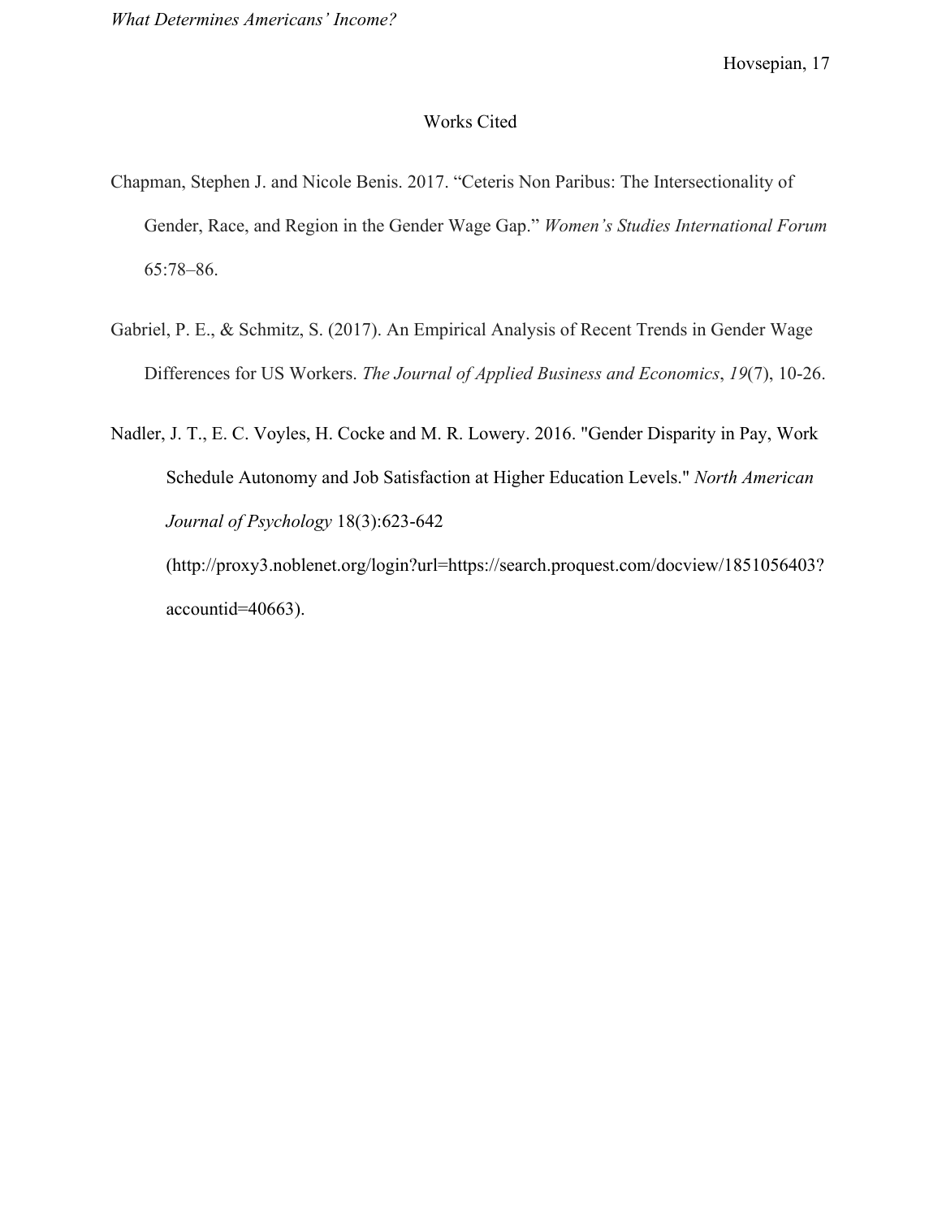# Works Cited

Chapman, Stephen J. and Nicole Benis. 2017. “Ceteris Non Paribus: The Intersectionality of Gender, Race, and Region in the Gender Wage Gap.” *Women’s Studies International Forum* 65:78–86.

Gabriel, P. E., & Schmitz, S. (2017). An Empirical Analysis of Recent Trends in Gender Wage Differences for US Workers. *The Journal of Applied Business and Economics*, *19*(7), 10-26.

Nadler, J. T., E. C. Voyles, H. Cocke and M. R. Lowery. 2016. "Gender Disparity in Pay, Work Schedule Autonomy and Job Satisfaction at Higher Education Levels." *North American Journal of Psychology* 18(3):623-642 (http://proxy3.noblenet.org/login?url=https://search.proquest.com/docview/1851056403?accountid=40663).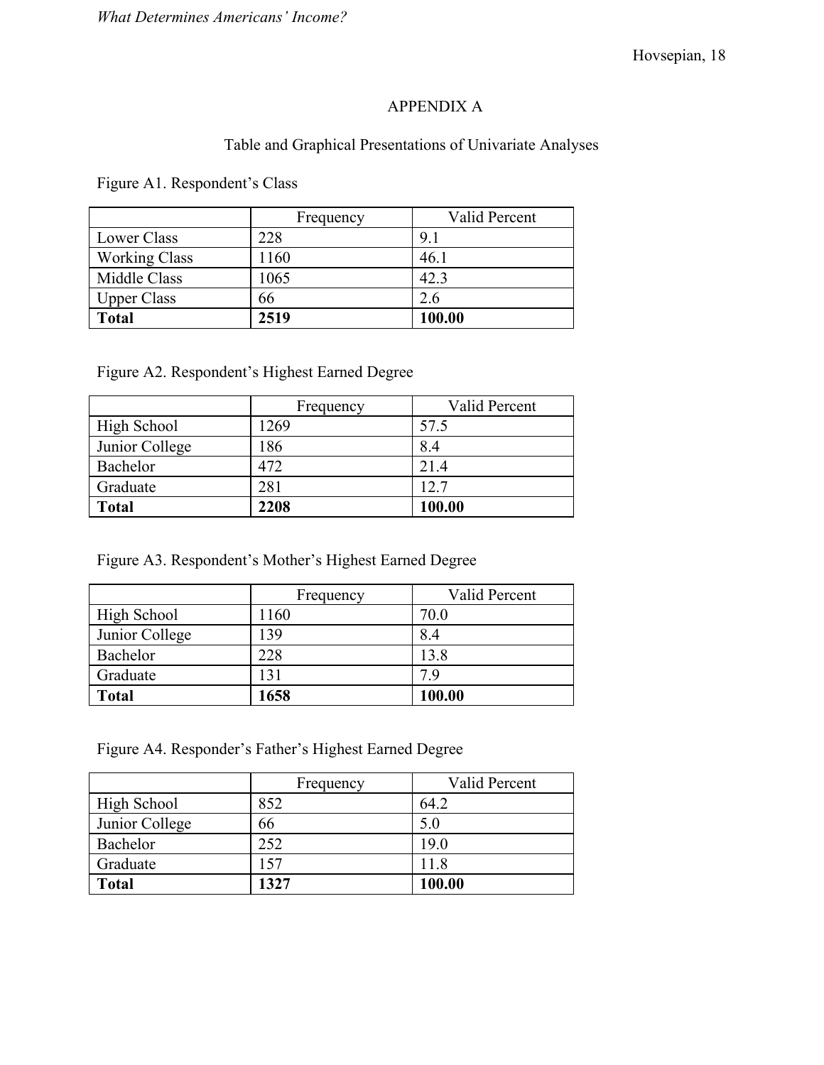## APPENDIX A

### Table and Graphical Presentations of Univariate Analyses

Figure A1. Respondent's Class

| | Frequency | Valid Percent |
|---|---|---|
| Lower Class | 228 | 9.1 |
| Working Class | 1160 | 46.1 |
| Middle Class | 1065 | 42.3 |
| Upper Class | 66 | 2.6 |
| **Total** | **2519** | **100.00** |

Figure A2. Respondent's Highest Earned Degree

| | Frequency | Valid Percent |
|---|---|---|
| High School | 1269 | 57.5 |
| Junior College | 186 | 8.4 |
| Bachelor | 472 | 21.4 |
| Graduate | 281 | 12.7 |
| **Total** | **2208** | **100.00** |

Figure A3. Respondent's Mother's Highest Earned Degree

| | Frequency | Valid Percent |
|---|---|---|
| High School | 1160 | 70.0 |
| Junior College | 139 | 8.4 |
| Bachelor | 228 | 13.8 |
| Graduate | 131 | 7.9 |
| **Total** | **1658** | **100.00** |

Figure A4. Responder's Father's Highest Earned Degree

| | Frequency | Valid Percent |
|---|---|---|
| High School | 852 | 64.2 |
| Junior College | 66 | 5.0 |
| Bachelor | 252 | 19.0 |
| Graduate | 157 | 11.8 |
| **Total** | **1327** | **100.00** |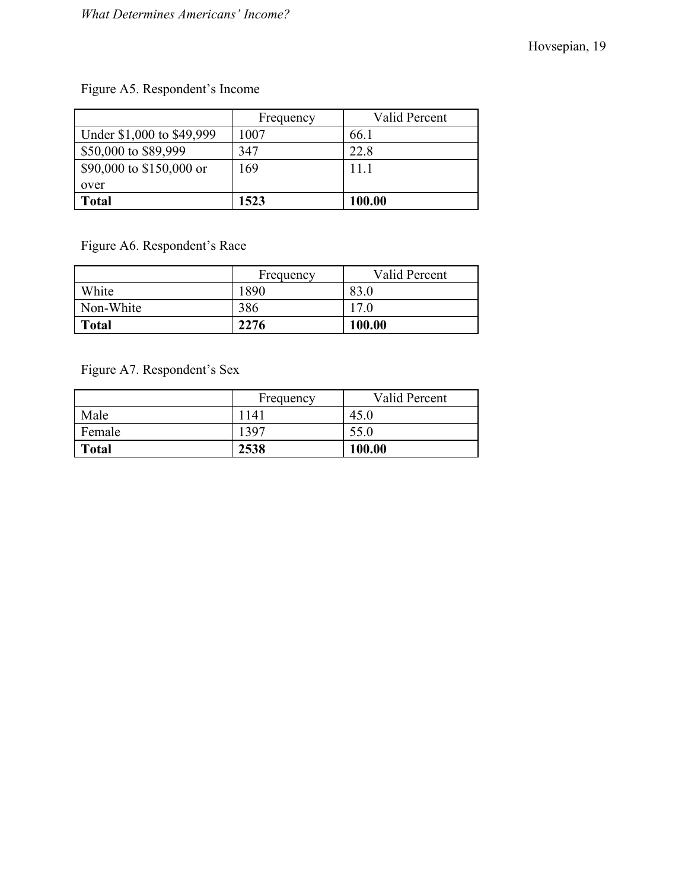Figure A5. Respondent's Income

| | Frequency | Valid Percent |
|---|---|---|
| Under $1,000 to $49,999 | 1007 | 66.1 |
| $50,000 to $89,999 | 347 | 22.8 |
| $90,000 to $150,000 or over | 169 | 11.1 |
| **Total** | **1523** | **100.00** |

Figure A6. Respondent's Race

| | Frequency | Valid Percent |
|---|---|---|
| White | 1890 | 83.0 |
| Non-White | 386 | 17.0 |
| **Total** | **2276** | **100.00** |

Figure A7. Respondent's Sex

| | Frequency | Valid Percent |
|---|---|---|
| Male | 1141 | 45.0 |
| Female | 1397 | 55.0 |
| **Total** | **2538** | **100.00** |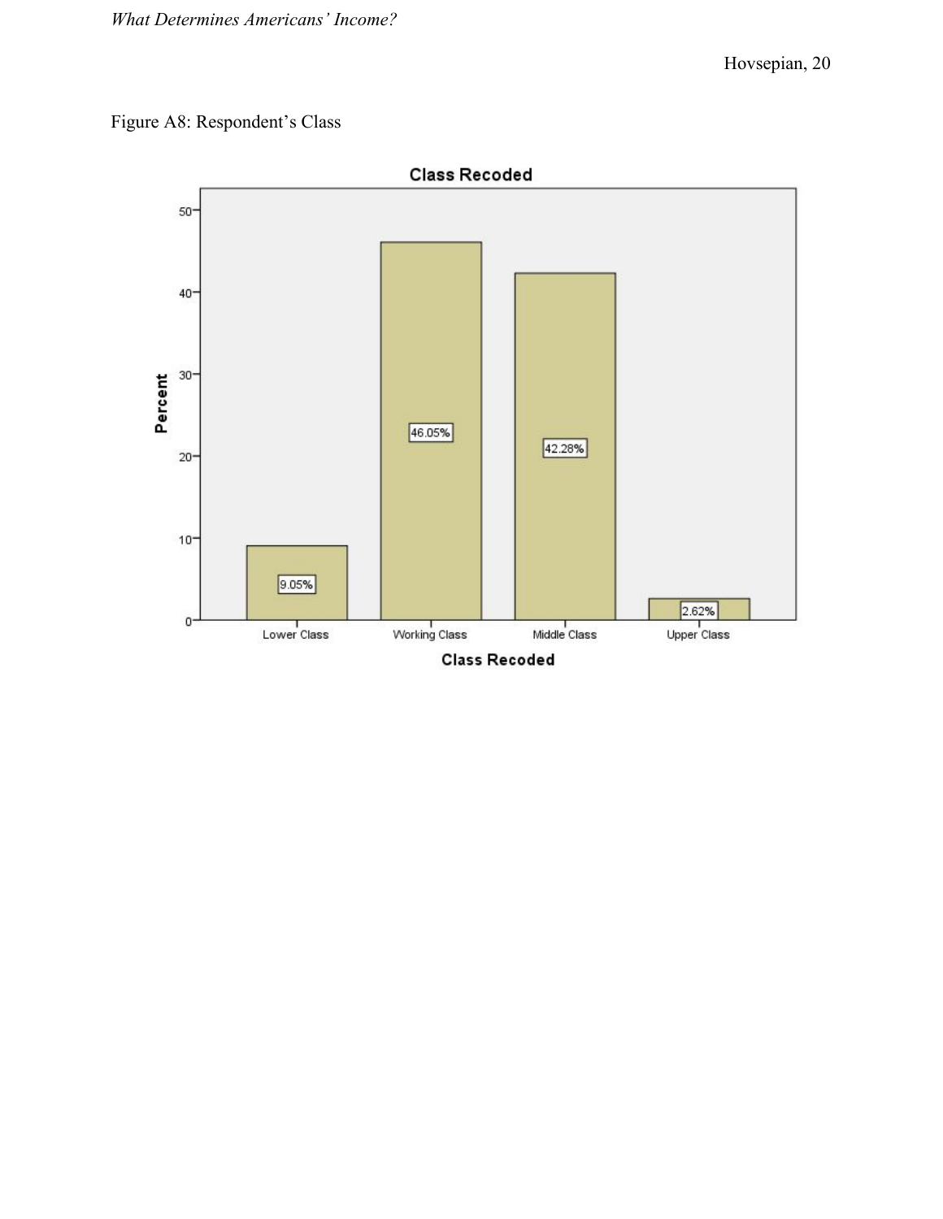Figure A8: Respondent's Class

**Class Recoded**

| Class Recoded | Percent |
|---|---|
| Lower Class | 9.05% |
| Working Class | 46.05% |
| Middle Class | 42.28% |
| Upper Class | 2.62% |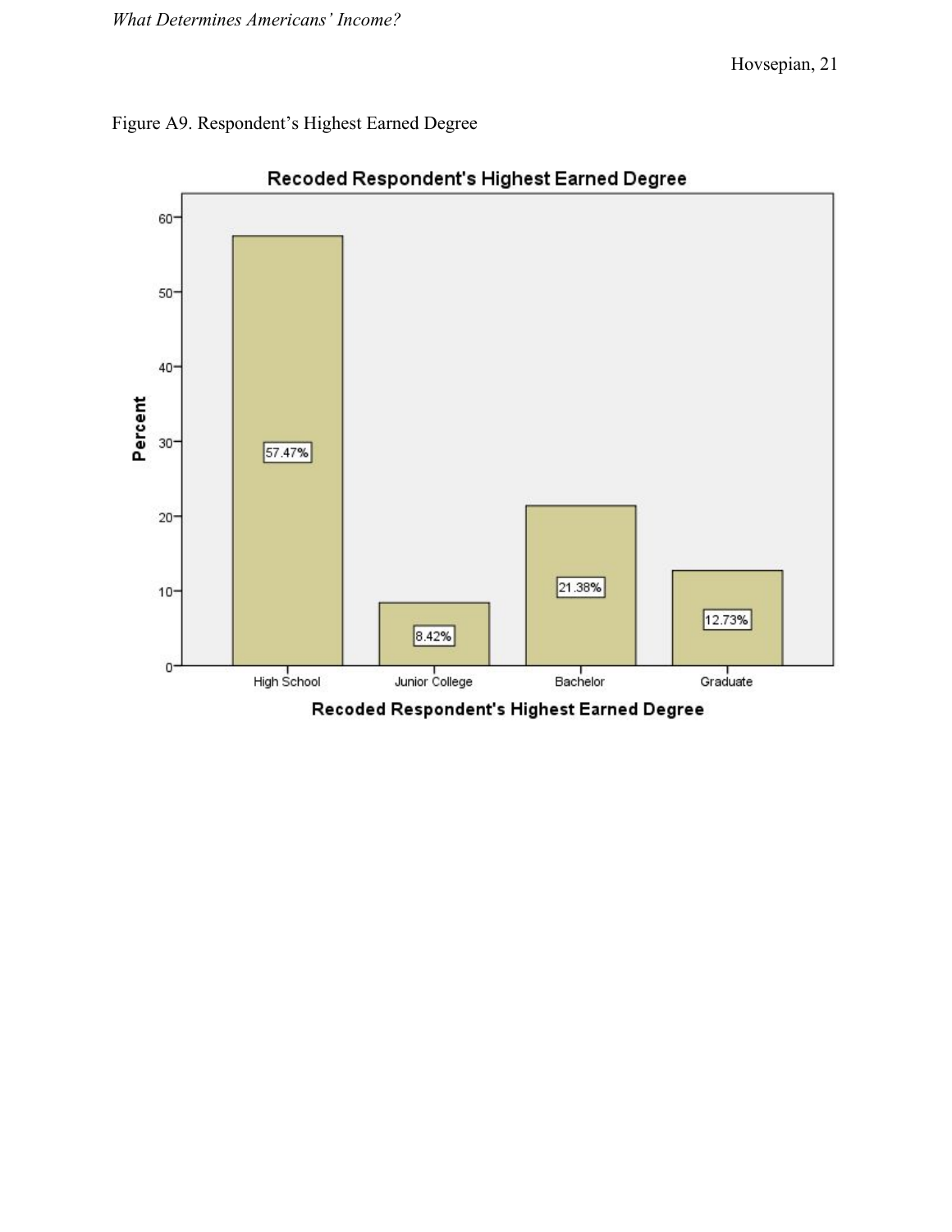Figure A9. Respondent's Highest Earned Degree

**Recoded Respondent's Highest Earned Degree**

| Recoded Respondent's Highest Earned Degree | Percent |
|---|---|
| High School | 57.47% |
| Junior College | 8.42% |
| Bachelor | 21.38% |
| Graduate | 12.73% |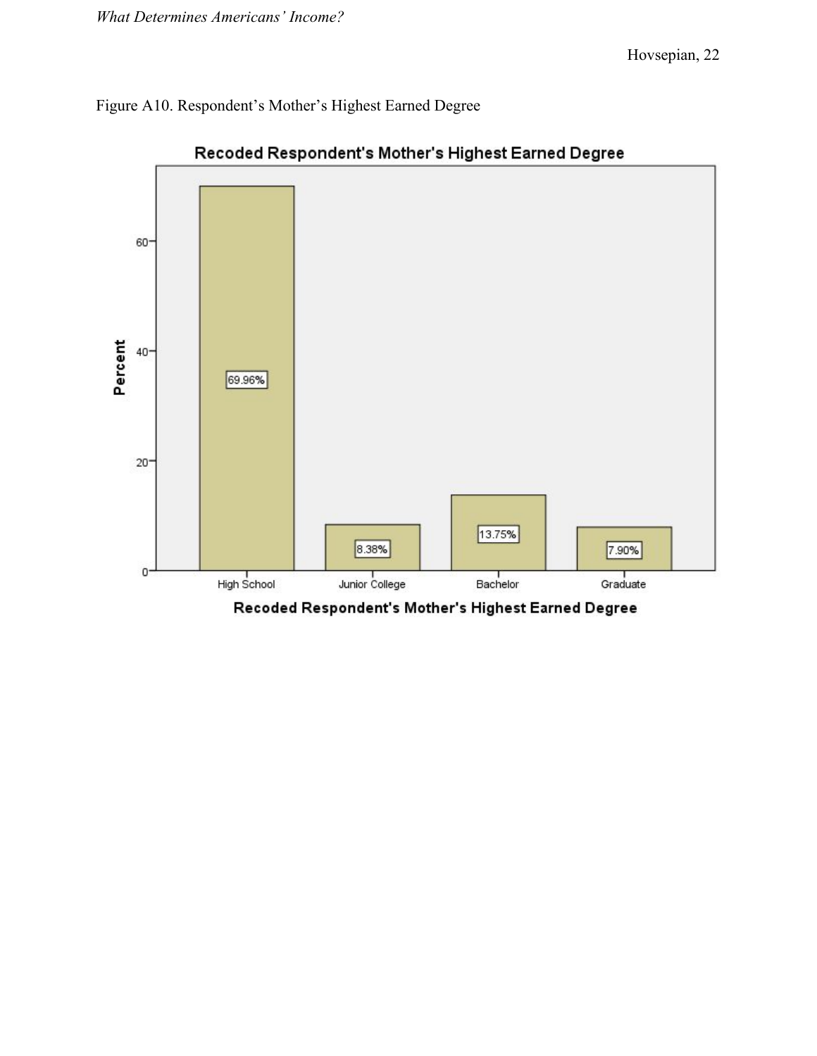Figure A10. Respondent's Mother's Highest Earned Degree

**Recoded Respondent's Mother's Highest Earned Degree**

| Recoded Respondent's Mother's Highest Earned Degree | Percent |
|---|---|
| High School | 69.96% |
| Junior College | 8.38% |
| Bachelor | 13.75% |
| Graduate | 7.90% |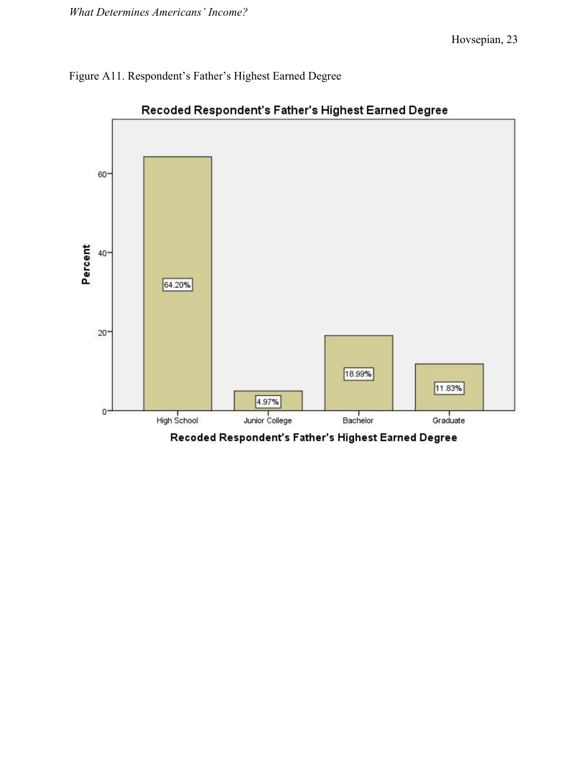Figure A11. Respondent's Father's Highest Earned Degree

| Recoded Respondent's Father's Highest Earned Degree | Percent |
|---|---|
| High School | 64.20% |
| Junior College | 4.97% |
| Bachelor | 18.99% |
| Graduate | 11.83% |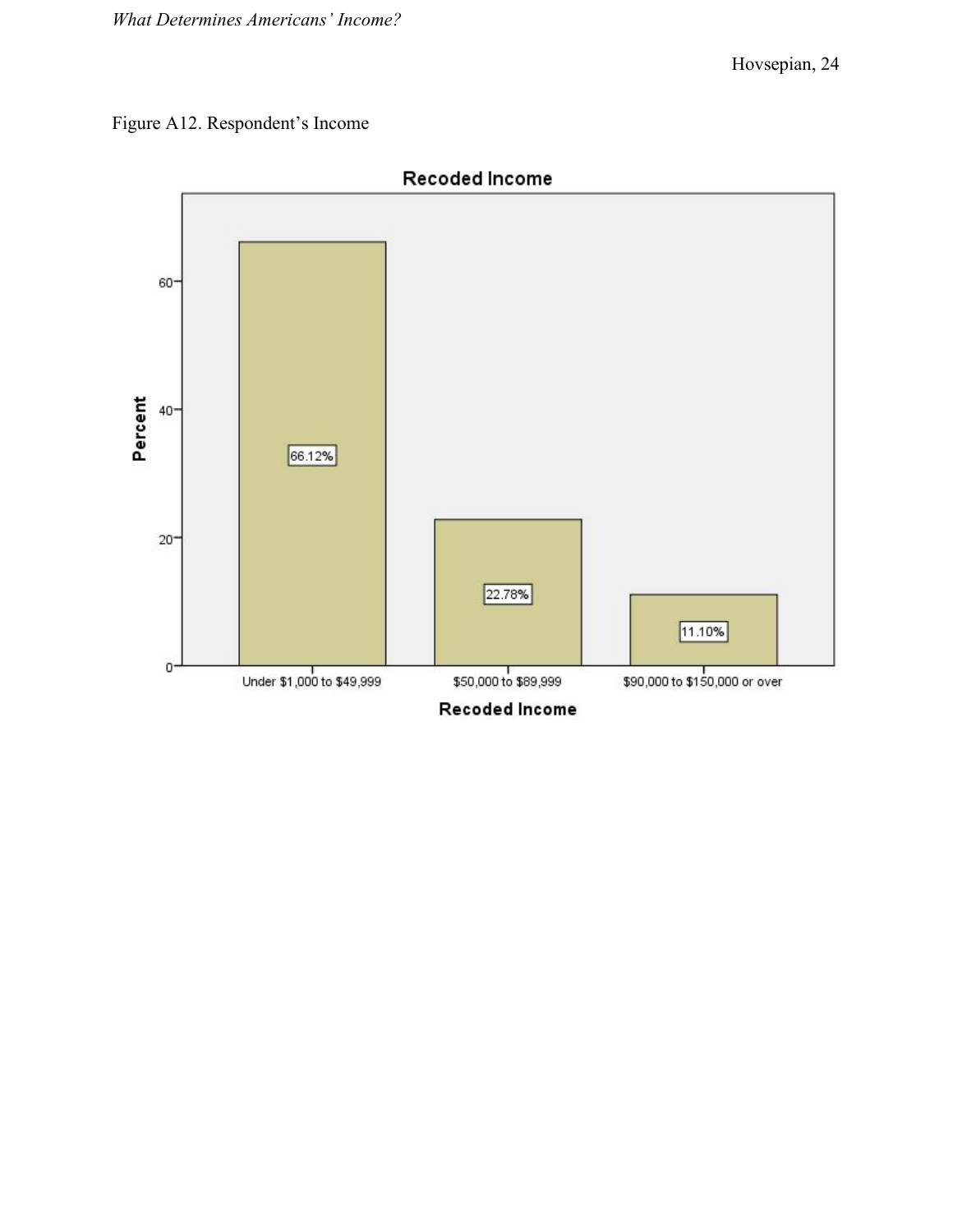Figure A12. Respondent's Income

**Recoded Income**

| Recoded Income | Percent |
|---|---|
| Under $1,000 to $49,999 | 66.12% |
| $50,000 to $89,999 | 22.78% |
| $90,000 to $150,000 or over | 11.10% |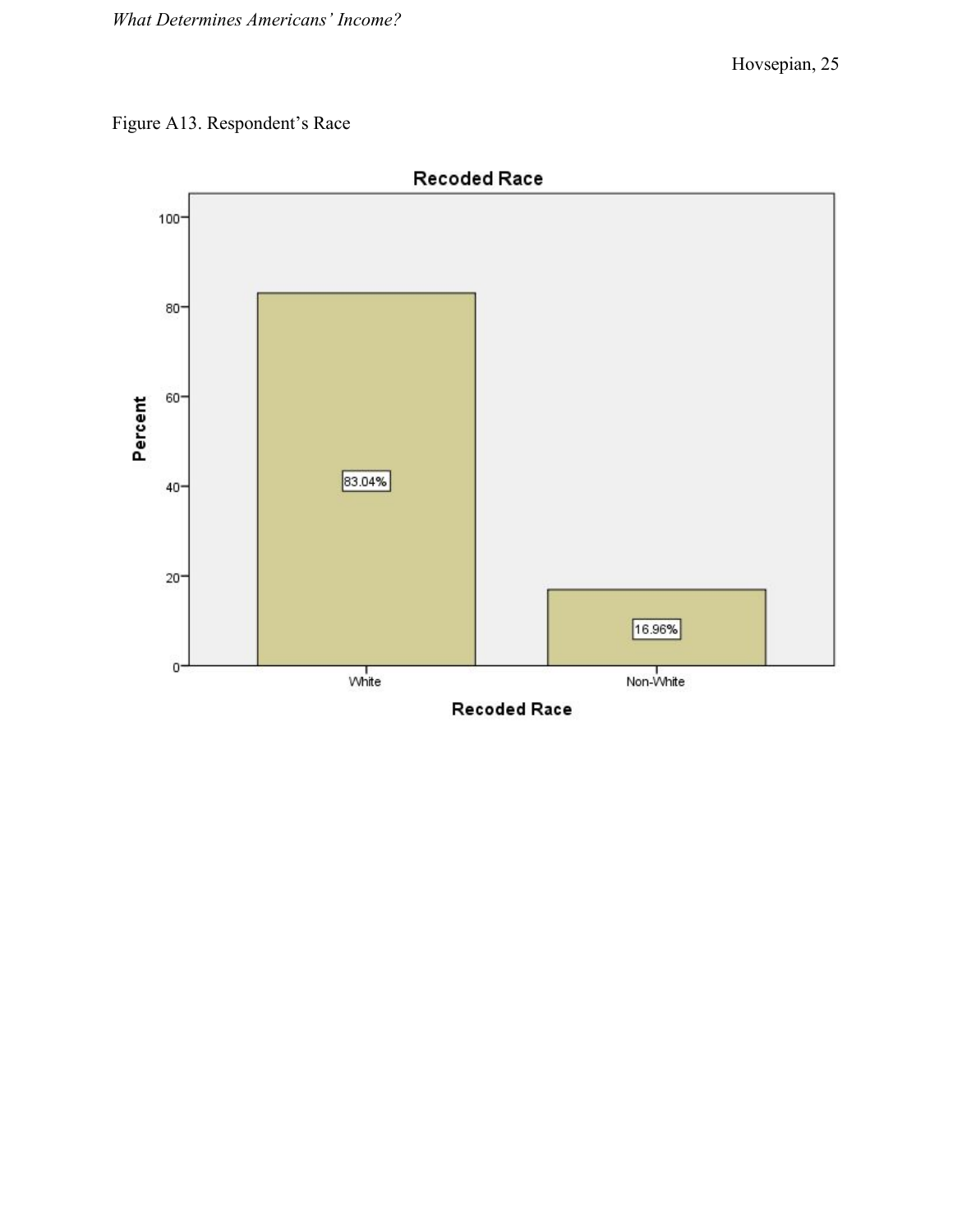Figure A13. Respondent's Race

**Recoded Race**

| Recoded Race | Percent |
|---|---|
| White | 83.04% |
| Non-White | 16.96% |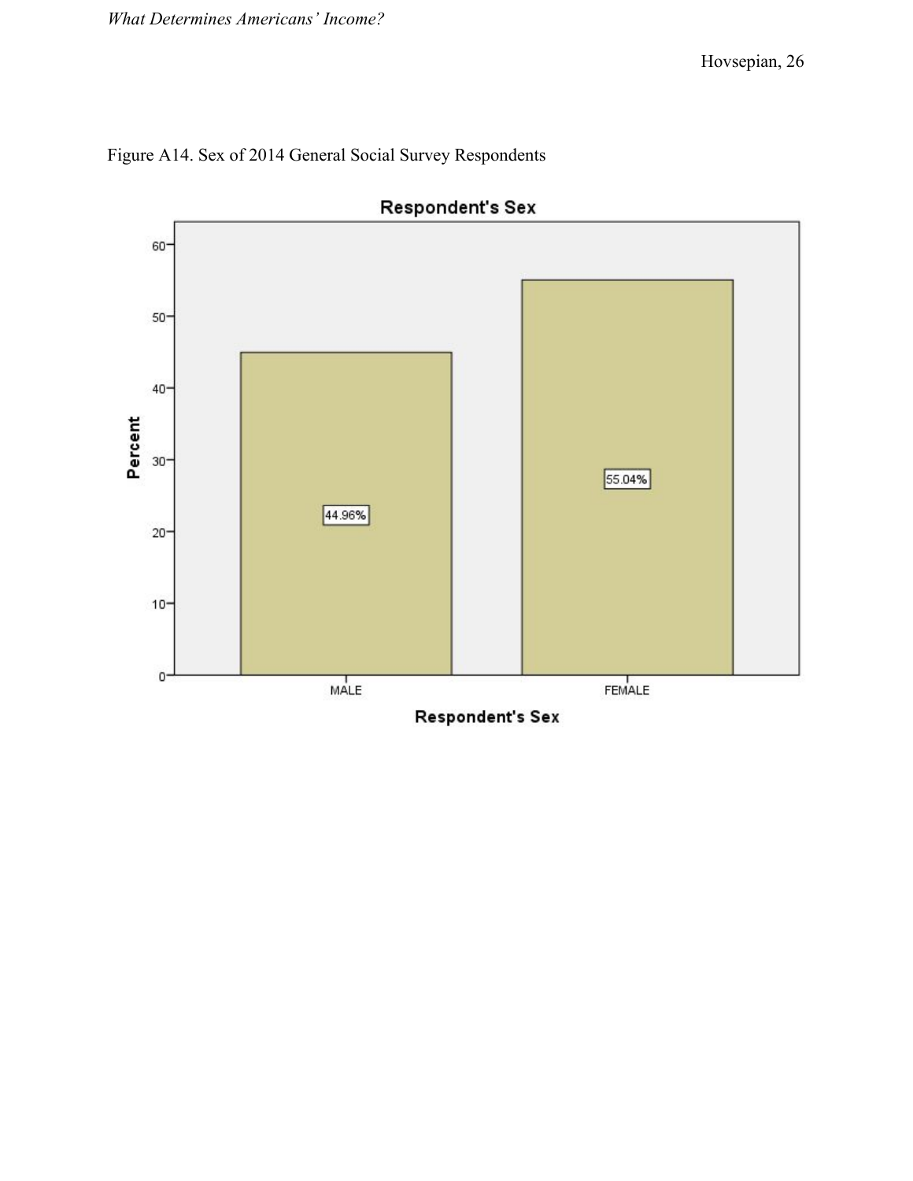Figure A14. Sex of 2014 General Social Survey Respondents

Respondent's Sex

Percent

60
50
40
30
20
10
0

44.96%

55.04%

MALE

FEMALE

Respondent's Sex